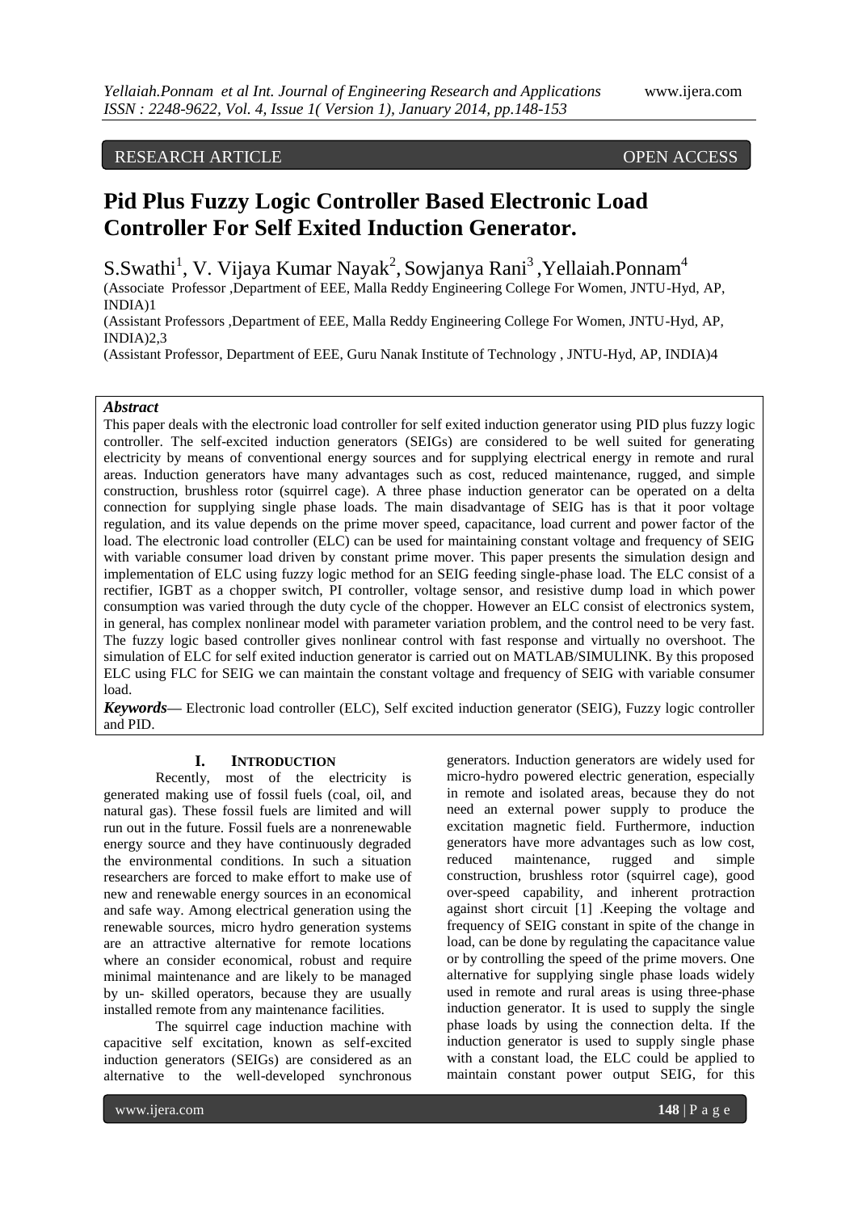RESEARCH ARTICLE OPEN ACCESS

# Pid Plus Fuzzy Logic Controller Based Electronic Load Controller For Self Exited Induction Generator.

S.Swathi[1], V. Vijaya Kumar Nayak[2], Sowjanya Rani[3], Yellaiah.Ponnam[4]

(Associate Professor ,Department of EEE, Malla Reddy Engineering College For Women, JNTU-Hyd, AP, INDIA)1

(Assistant Professors ,Department of EEE, Malla Reddy Engineering College For Women, JNTU-Hyd, AP, INDIA)2,3

(Assistant Professor, Department of EEE, Guru Nanak Institute of Technology , JNTU-Hyd, AP, INDIA)4

### *Abstract*

This paper deals with the electronic load controller for self exited induction generator using PID plus fuzzy logic controller. The self-excited induction generators (SEIGs) are considered to be well suited for generating electricity by means of conventional energy sources and for supplying electrical energy in remote and rural areas. Induction generators have many advantages such as cost, reduced maintenance, rugged, and simple construction, brushless rotor (squirrel cage). A three phase induction generator can be operated on a delta connection for supplying single phase loads. The main disadvantage of SEIG has is that it poor voltage regulation, and its value depends on the prime mover speed, capacitance, load current and power factor of the load. The electronic load controller (ELC) can be used for maintaining constant voltage and frequency of SEIG with variable consumer load driven by constant prime mover. This paper presents the simulation design and implementation of ELC using fuzzy logic method for an SEIG feeding single-phase load. The ELC consist of a rectifier, IGBT as a chopper switch, PI controller, voltage sensor, and resistive dump load in which power consumption was varied through the duty cycle of the chopper. However an ELC consist of electronics system, in general, has complex nonlinear model with parameter variation problem, and the control need to be very fast. The fuzzy logic based controller gives nonlinear control with fast response and virtually no overshoot. The simulation of ELC for self exited induction generator is carried out on MATLAB/SIMULINK. By this proposed ELC using FLC for SEIG we can maintain the constant voltage and frequency of SEIG with variable consumer load.

***Keywords*** — Electronic load controller (ELC), Self excited induction generator (SEIG), Fuzzy logic controller and PID.

## I. INTRODUCTION

Recently, most of the electricity is generated making use of fossil fuels (coal, oil, and natural gas). These fossil fuels are limited and will run out in the future. Fossil fuels are a nonrenewable energy source and they have continuously degraded the environmental conditions. In such a situation researchers are forced to make effort to make use of new and renewable energy sources in an economical and safe way. Among electrical generation using the renewable sources, micro hydro generation systems are an attractive alternative for remote locations where an consider economical, robust and require minimal maintenance and are likely to be managed by un- skilled operators, because they are usually installed remote from any maintenance facilities.

The squirrel cage induction machine with capacitive self excitation, known as self-excited induction generators (SEIGs) are considered as an alternative to the well-developed synchronous generators. Induction generators are widely used for micro-hydro powered electric generation, especially in remote and isolated areas, because they do not need an external power supply to produce the excitation magnetic field. Furthermore, induction generators have more advantages such as low cost, reduced maintenance, rugged and simple construction, brushless rotor (squirrel cage), good over-speed capability, and inherent protraction against short circuit [1] .Keeping the voltage and frequency of SEIG constant in spite of the change in load, can be done by regulating the capacitance value or by controlling the speed of the prime movers. One alternative for supplying single phase loads widely used in remote and rural areas is using three-phase induction generator. It is used to supply the single phase loads by using the connection delta. If the induction generator is used to supply single phase with a constant load, the ELC could be applied to maintain constant power output SEIG, for this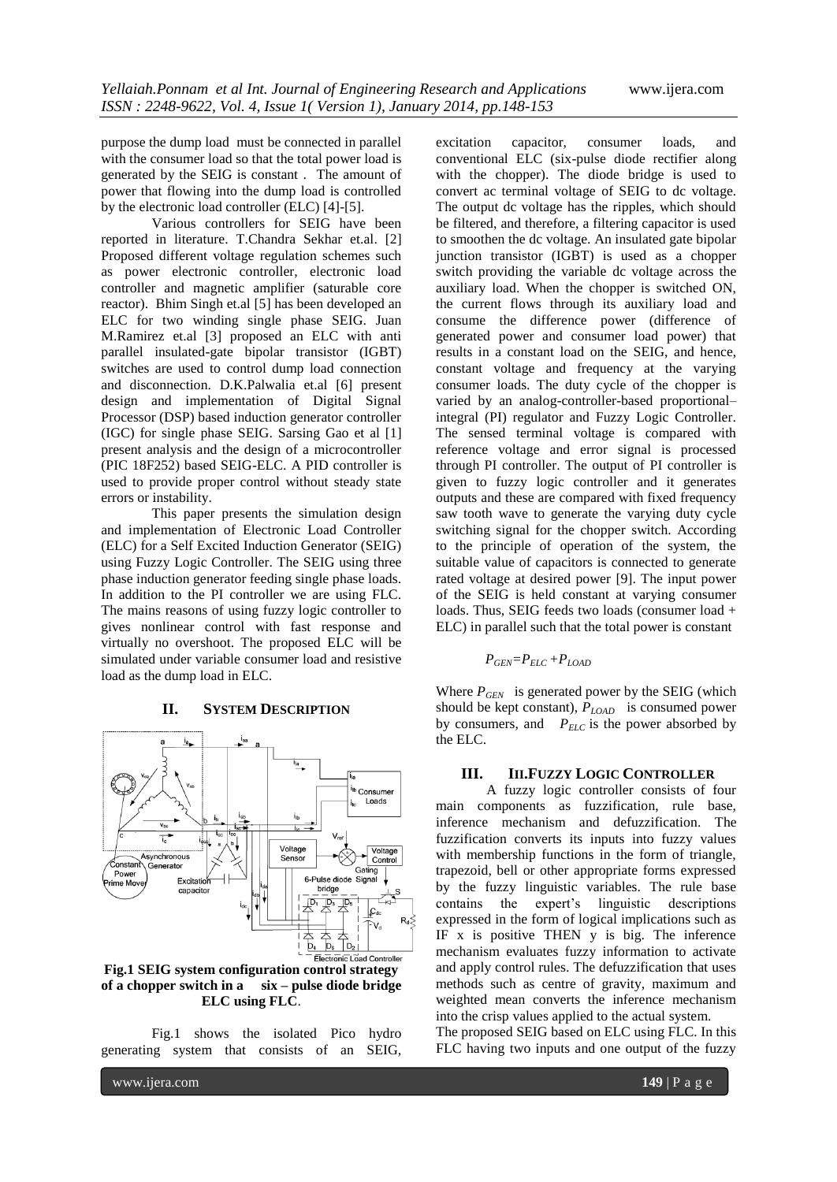purpose the dump load must be connected in parallel with the consumer load so that the total power load is generated by the SEIG is constant . The amount of power that flowing into the dump load is controlled by the electronic load controller (ELC) [4]-[5].

Various controllers for SEIG have been reported in literature. T.Chandra Sekhar et.al. [2] Proposed different voltage regulation schemes such as power electronic controller, electronic load controller and magnetic amplifier (saturable core reactor). Bhim Singh et.al [5] has been developed an ELC for two winding single phase SEIG. Juan M.Ramirez et.al [3] proposed an ELC with anti parallel insulated-gate bipolar transistor (IGBT) switches are used to control dump load connection and disconnection. D.K.Palwalia et.al [6] present design and implementation of Digital Signal Processor (DSP) based induction generator controller (IGC) for single phase SEIG. Sarsing Gao et al [1] present analysis and the design of a microcontroller (PIC 18F252) based SEIG-ELC. A PID controller is used to provide proper control without steady state errors or instability.

This paper presents the simulation design and implementation of Electronic Load Controller (ELC) for a Self Excited Induction Generator (SEIG) using Fuzzy Logic Controller. The SEIG using three phase induction generator feeding single phase loads. In addition to the PI controller we are using FLC. The mains reasons of using fuzzy logic controller to gives nonlinear control with fast response and virtually no overshoot. The proposed ELC will be simulated under variable consumer load and resistive load as the dump load in ELC.

## II. SYSTEM DESCRIPTION

**Fig.1 SEIG system configuration control strategy of a chopper switch in a six – pulse diode bridge ELC using FLC**.

Fig.1 shows the isolated Pico hydro generating system that consists of an SEIG, excitation capacitor, consumer loads, and conventional ELC (six-pulse diode rectifier along with the chopper). The diode bridge is used to convert ac terminal voltage of SEIG to dc voltage. The output dc voltage has the ripples, which should be filtered, and therefore, a filtering capacitor is used to smoothen the dc voltage. An insulated gate bipolar junction transistor (IGBT) is used as a chopper switch providing the variable dc voltage across the auxiliary load. When the chopper is switched ON, the current flows through its auxiliary load and consume the difference power (difference of generated power and consumer load power) that results in a constant load on the SEIG, and hence, constant voltage and frequency at the varying consumer loads. The duty cycle of the chopper is varied by an analog-controller-based proportional–integral (PI) regulator and Fuzzy Logic Controller. The sensed terminal voltage is compared with reference voltage and error signal is processed through PI controller. The output of PI controller is given to fuzzy logic controller and it generates outputs and these are compared with fixed frequency saw tooth wave to generate the varying duty cycle switching signal for the chopper switch. According to the principle of operation of the system, the suitable value of capacitors is connected to generate rated voltage at desired power [9]. The input power of the SEIG is held constant at varying consumer loads. Thus, SEIG feeds two loads (consumer load + ELC) in parallel such that the total power is constant

$$P_{GEN}=P_{ELC}+P_{LOAD}$$

Where $P_{GEN}$ is generated power by the SEIG (which should be kept constant), $P_{LOAD}$ is consumed power by consumers, and $P_{ELC}$ is the power absorbed by the ELC.

## III. III.FUZZY LOGIC CONTROLLER

A fuzzy logic controller consists of four main components as fuzzification, rule base, inference mechanism and defuzzification. The fuzzification converts its inputs into fuzzy values with membership functions in the form of triangle, trapezoid, bell or other appropriate forms expressed by the fuzzy linguistic variables. The rule base contains the expert's linguistic descriptions expressed in the form of logical implications such as IF x is positive THEN y is big. The inference mechanism evaluates fuzzy information to activate and apply control rules. The defuzzification that uses methods such as centre of gravity, maximum and weighted mean converts the inference mechanism into the crisp values applied to the actual system.

The proposed SEIG based on ELC using FLC. In this FLC having two inputs and one output of the fuzzy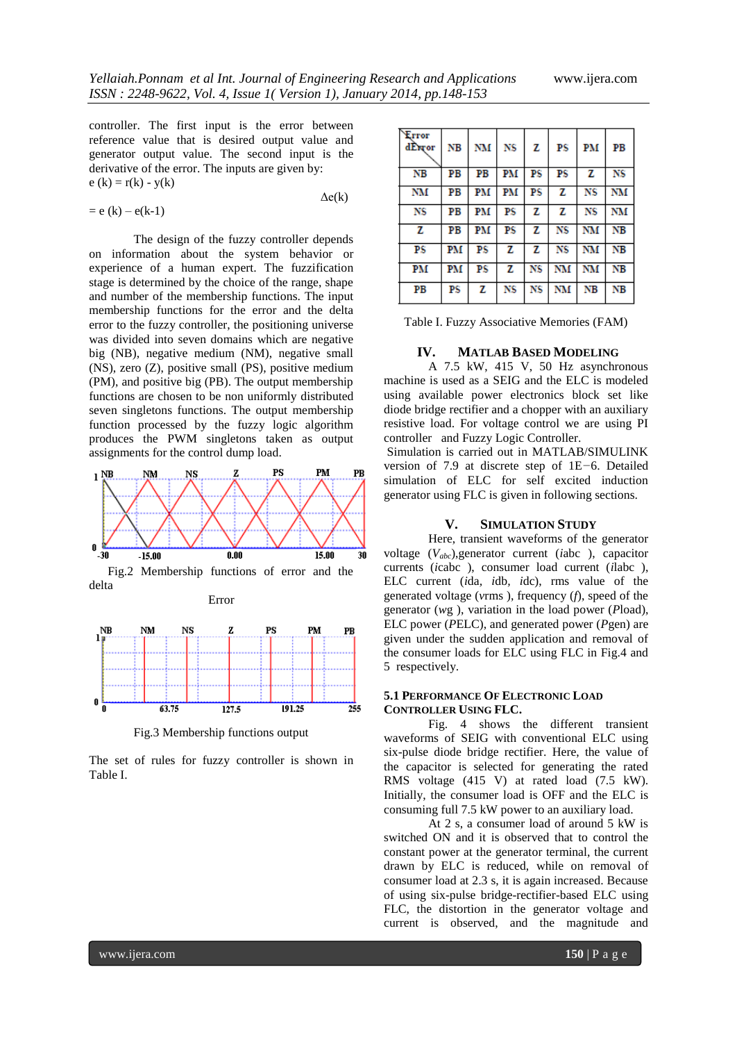controller. The first input is the error between reference value that is desired output value and generator output value. The second input is the derivative of the error. The inputs are given by:

$e(k) = r(k) - y(k)$

$\Delta e(k) = e(k) - e(k-1)$

The design of the fuzzy controller depends on information about the system behavior or experience of a human expert. The fuzzification stage is determined by the choice of the range, shape and number of the membership functions. The input membership functions for the error and the delta error to the fuzzy controller, the positioning universe was divided into seven domains which are negative big (NB), negative medium (NM), negative small (NS), zero (Z), positive small (PS), positive medium (PM), and positive big (PB). The output membership functions are chosen to be non uniformly distributed seven singletons functions. The output membership function processed by the fuzzy logic algorithm produces the PWM singletons taken as output assignments for the control dump load.

Fig.2 Membership functions of error and the delta Error

Fig.3 Membership functions output

The set of rules for fuzzy controller is shown in Table I.

| Error \ dError | NB | NM | NS | Z | PS | PM | PB |
|---|---|---|---|---|---|---|---|
| NB | PB | PB | PM | PS | PS | Z | NS |
| NM | PB | PM | PM | PS | Z | NS | NM |
| NS | PB | PM | PS | Z | Z | NS | NM |
| Z | PB | PM | PS | Z | NS | NM | NB |
| PS | PM | PS | Z | Z | NS | NM | NB |
| PM | PM | PS | Z | NS | NM | NM | NB |
| PB | PS | Z | NS | NS | NM | NB | NB |

Table I. Fuzzy Associative Memories (FAM)

## IV. MATLAB BASED MODELING

A 7.5 kW, 415 V, 50 Hz asynchronous machine is used as a SEIG and the ELC is modeled using available power electronics block set like diode bridge rectifier and a chopper with an auxiliary resistive load. For voltage control we are using PI controller and Fuzzy Logic Controller.

Simulation is carried out in MATLAB/SIMULINK version of 7.9 at discrete step of 1E−6. Detailed simulation of ELC for self excited induction generator using FLC is given in following sections.

## V. SIMULATION STUDY

Here, transient waveforms of the generator voltage ($V_{abc}$),generator current (*iabc* ), capacitor currents (*icabc* ), consumer load current (*ilabc* ), ELC current (*ida*, *idb*, *idc*), rms value of the generated voltage (*vrms* ), frequency (*f*), speed of the generator (*wg* ), variation in the load power (*P*load), ELC power (*P*ELC), and generated power (*P*gen) are given under the sudden application and removal of the consumer loads for ELC using FLC in Fig.4 and 5 respectively.

### 5.1 PERFORMANCE OF ELECTRONIC LOAD CONTROLLER USING FLC.

Fig. 4 shows the different transient waveforms of SEIG with conventional ELC using six-pulse diode bridge rectifier. Here, the value of the capacitor is selected for generating the rated RMS voltage (415 V) at rated load (7.5 kW). Initially, the consumer load is OFF and the ELC is consuming full 7.5 kW power to an auxiliary load.

At 2 s, a consumer load of around 5 kW is switched ON and it is observed that to control the constant power at the generator terminal, the current drawn by ELC is reduced, while on removal of consumer load at 2.3 s, it is again increased. Because of using six-pulse bridge-rectifier-based ELC using FLC, the distortion in the generator voltage and current is observed, and the magnitude and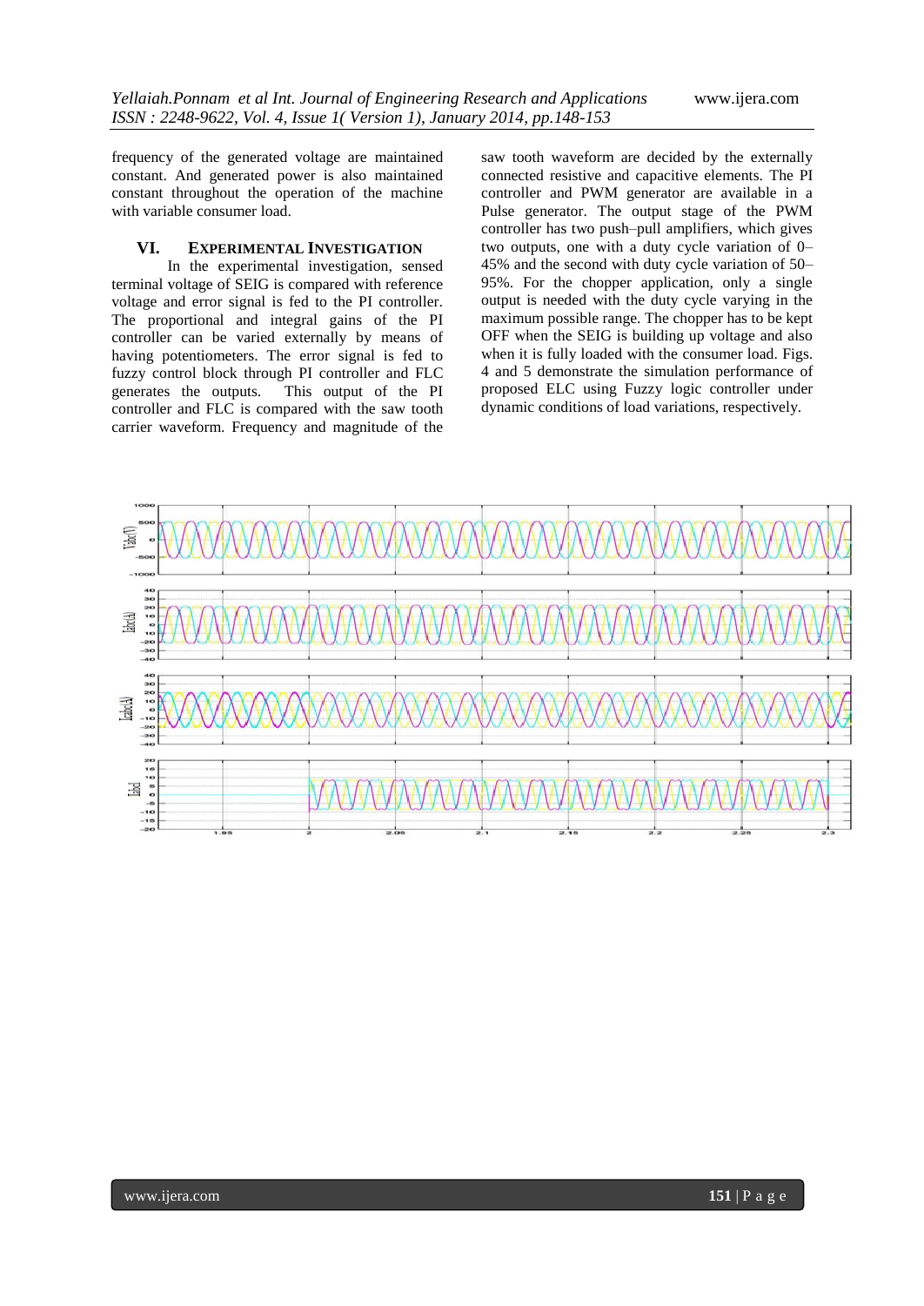frequency of the generated voltage are maintained constant. And generated power is also maintained constant throughout the operation of the machine with variable consumer load.

## VI. Experimental Investigation

In the experimental investigation, sensed terminal voltage of SEIG is compared with reference voltage and error signal is fed to the PI controller. The proportional and integral gains of the PI controller can be varied externally by means of having potentiometers. The error signal is fed to fuzzy control block through PI controller and FLC generates the outputs. This output of the PI controller and FLC is compared with the saw tooth carrier waveform. Frequency and magnitude of the saw tooth waveform are decided by the externally connected resistive and capacitive elements. The PI controller and PWM generator are available in a Pulse generator. The output stage of the PWM controller has two push–pull amplifiers, which gives two outputs, one with a duty cycle variation of 0–45% and the second with duty cycle variation of 50–95%. For the chopper application, only a single output is needed with the duty cycle varying in the maximum possible range. The chopper has to be kept OFF when the SEIG is building up voltage and also when it is fully loaded with the consumer load. Figs. 4 and 5 demonstrate the simulation performance of proposed ELC using Fuzzy logic controller under dynamic conditions of load variations, respectively.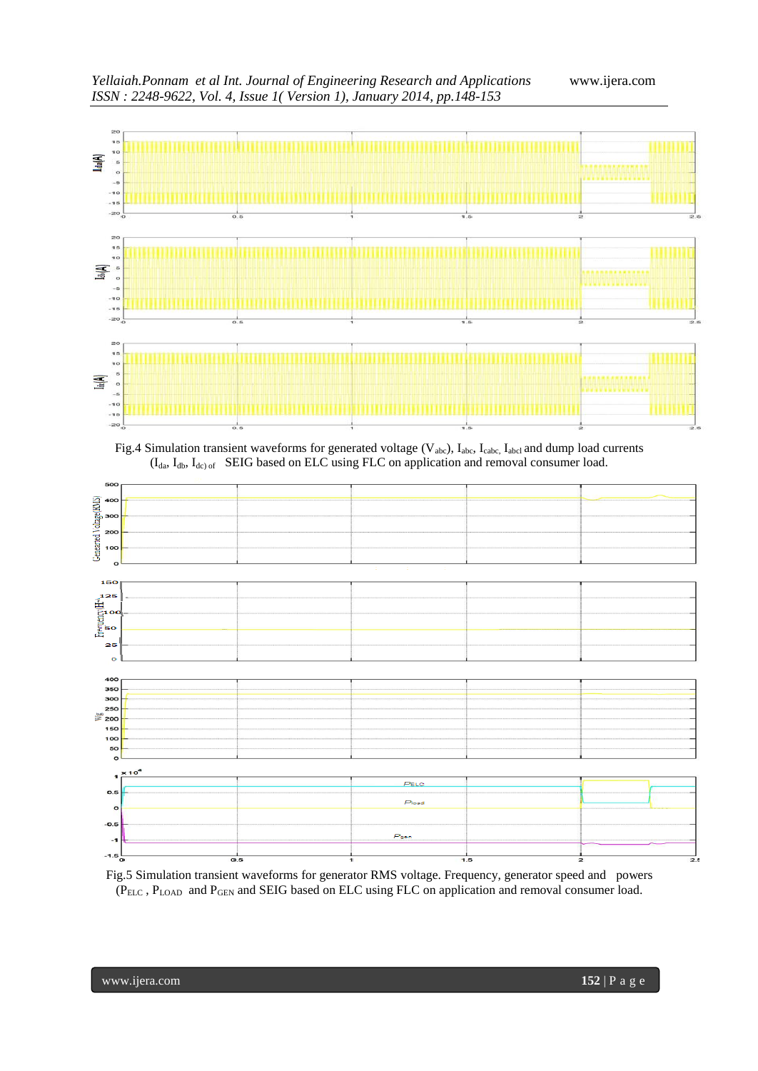Fig.4 Simulation transient waveforms for generated voltage ($V_{abc}$), $I_{abc}$, $I_{cabc}$, $I_{abcl}$ and dump load currents ($I_{da}$, $I_{db}$, $I_{dc}$) of SEIG based on ELC using FLC on application and removal consumer load.

Fig.5 Simulation transient waveforms for generator RMS voltage. Frequency, generator speed and powers ($P_{ELC}$ , $P_{LOAD}$ and $P_{GEN}$ and SEIG based on ELC using FLC on application and removal consumer load.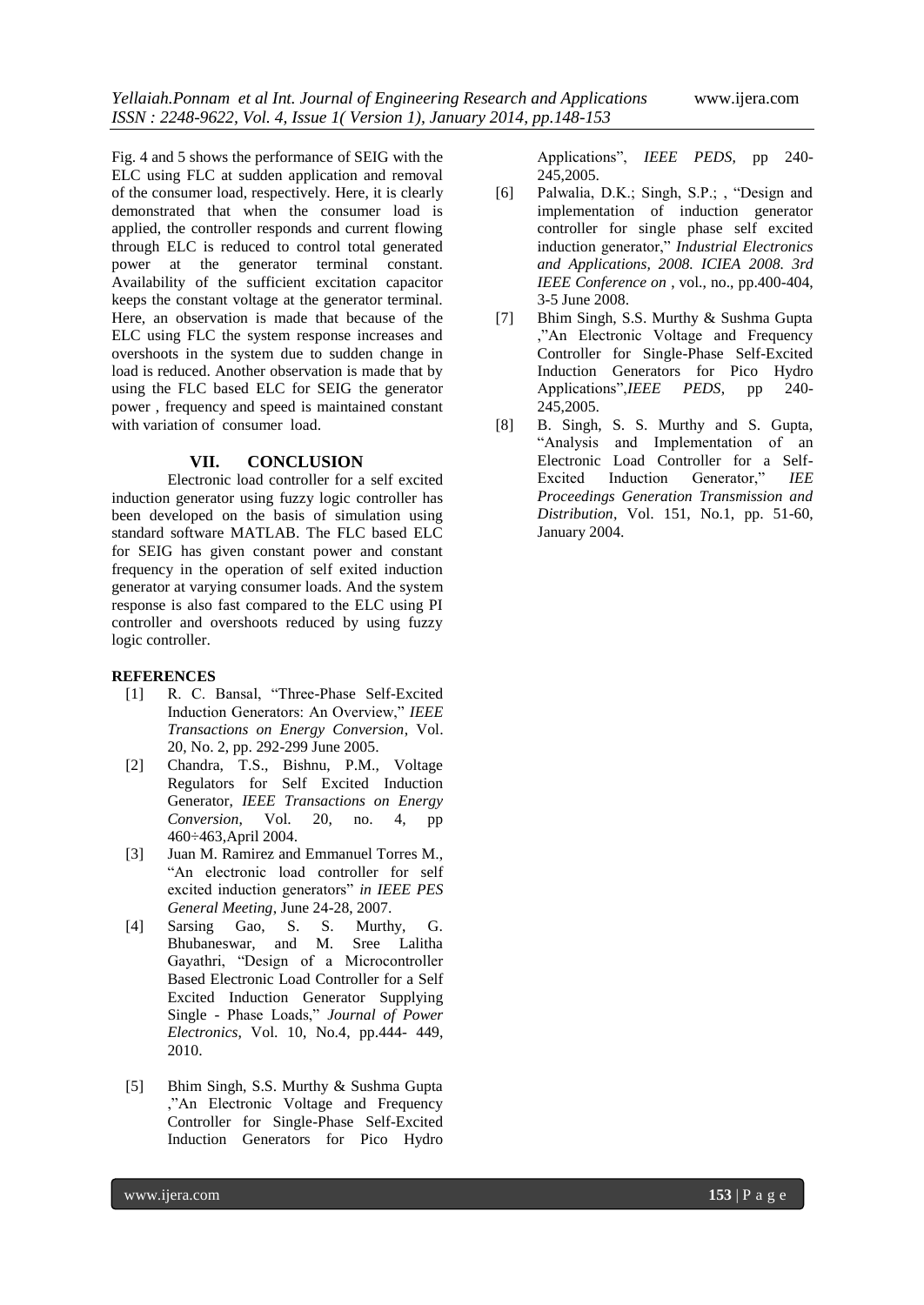Fig. 4 and 5 shows the performance of SEIG with the ELC using FLC at sudden application and removal of the consumer load, respectively. Here, it is clearly demonstrated that when the consumer load is applied, the controller responds and current flowing through ELC is reduced to control total generated power at the generator terminal constant. Availability of the sufficient excitation capacitor keeps the constant voltage at the generator terminal. Here, an observation is made that because of the ELC using FLC the system response increases and overshoots in the system due to sudden change in load is reduced. Another observation is made that by using the FLC based ELC for SEIG the generator power , frequency and speed is maintained constant with variation of consumer load.

## VII. CONCLUSION

Electronic load controller for a self excited induction generator using fuzzy logic controller has been developed on the basis of simulation using standard software MATLAB. The FLC based ELC for SEIG has given constant power and constant frequency in the operation of self exited induction generator at varying consumer loads. And the system response is also fast compared to the ELC using PI controller and overshoots reduced by using fuzzy logic controller.

**REFERENCES**

[1] R. C. Bansal, "Three-Phase Self-Excited Induction Generators: An Overview," *IEEE Transactions on Energy Conversion*, Vol. 20, No. 2, pp. 292-299 June 2005.

[2] Chandra, T.S., Bishnu, P.M., Voltage Regulators for Self Excited Induction Generator, *IEEE Transactions on Energy Conversion*, Vol. 20, no. 4, pp 460÷463,April 2004.

[3] Juan M. Ramirez and Emmanuel Torres M., "An electronic load controller for self excited induction generators" *in IEEE PES General Meeting*, June 24-28, 2007.

[4] Sarsing Gao, S. S. Murthy, G. Bhubaneswar, and M. Sree Lalitha Gayathri, "Design of a Microcontroller Based Electronic Load Controller for a Self Excited Induction Generator Supplying Single - Phase Loads," *Journal of Power Electronics*, Vol. 10, No.4, pp.444- 449, 2010.

[5] Bhim Singh, S.S. Murthy & Sushma Gupta ,"An Electronic Voltage and Frequency Controller for Single-Phase Self-Excited Induction Generators for Pico Hydro Applications", *IEEE PEDS*, pp 240-245,2005.

[6] Palwalia, D.K.; Singh, S.P.; , "Design and implementation of induction generator controller for single phase self excited induction generator," *Industrial Electronics and Applications, 2008. ICIEA 2008. 3rd IEEE Conference on* , vol., no., pp.400-404, 3-5 June 2008.

[7] Bhim Singh, S.S. Murthy & Sushma Gupta ,"An Electronic Voltage and Frequency Controller for Single-Phase Self-Excited Induction Generators for Pico Hydro Applications",*IEEE PEDS*, pp 240-245,2005.

[8] B. Singh, S. S. Murthy and S. Gupta, "Analysis and Implementation of an Electronic Load Controller for a Self-Excited Induction Generator," *IEE Proceedings Generation Transmission and Distribution*, Vol. 151, No.1, pp. 51-60, January 2004.